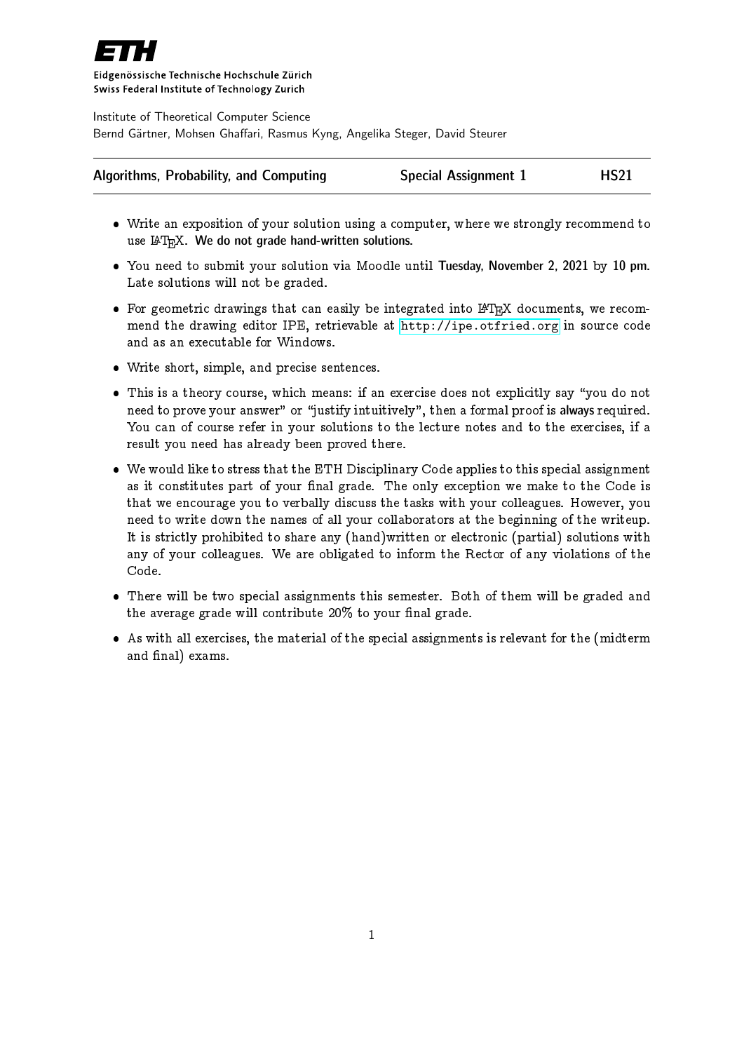**ETH**

Eidgenössische Technische Hochschule Zürich
Swiss Federal Institute of Technology Zurich

Institute of Theoretical Computer Science
Bernd Gärtner, Mohsen Ghaffari, Rasmus Kyng, Angelika Steger, David Steurer

| **Algorithms, Probability, and Computing** | **Special Assignment 1** | **HS21** |
|---|---|---|

- Write an exposition of your solution using a computer, where we strongly recommend to use LaTeX. **We do not grade hand-written solutions.**
- You need to submit your solution via Moodle until **Tuesday, November 2, 2021 by 10 pm.** Late solutions will not be graded.
- For geometric drawings that can easily be integrated into LaTeX documents, we recommend the drawing editor IPE, retrievable at http://ipe.otfried.org in source code and as an executable for Windows.
- Write short, simple, and precise sentences.
- This is a theory course, which means: if an exercise does not explicitly say "you do not need to prove your answer" or "justify intuitively", then a formal proof is **always** required. You can of course refer in your solutions to the lecture notes and to the exercises, if a result you need has already been proved there.
- We would like to stress that the ETH Disciplinary Code applies to this special assignment as it constitutes part of your final grade. The only exception we make to the Code is that we encourage you to verbally discuss the tasks with your colleagues. However, you need to write down the names of all your collaborators at the beginning of the writeup. It is strictly prohibited to share any (hand)written or electronic (partial) solutions with any of your colleagues. We are obligated to inform the Rector of any violations of the Code.
- There will be two special assignments this semester. Both of them will be graded and the average grade will contribute 20% to your final grade.
- As with all exercises, the material of the special assignments is relevant for the (midterm and final) exams.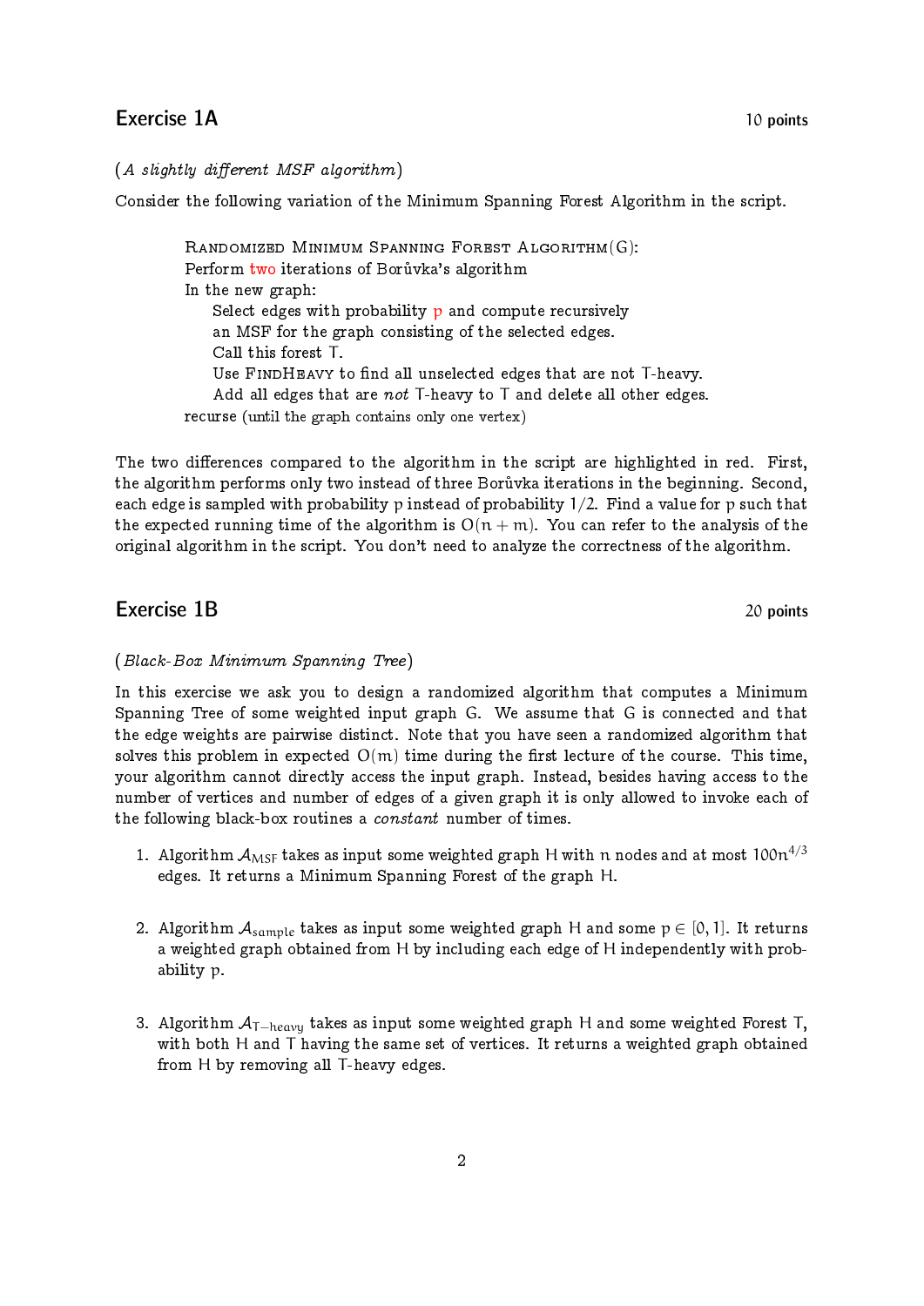## Exercise 1A

10 points

(*A slightly different MSF algorithm*)

Consider the following variation of the Minimum Spanning Forest Algorithm in the script.

> Randomized Minimum Spanning Forest Algorithm(G):
> Perform two iterations of Borůvka's algorithm
> In the new graph:
>     Select edges with probability p and compute recursively
>     an MSF for the graph consisting of the selected edges.
>     Call this forest T.
>     Use FindHeavy to find all unselected edges that are not T-heavy.
>     Add all edges that are *not* T-heavy to T and delete all other edges.
> recurse (until the graph contains only one vertex)

The two differences compared to the algorithm in the script are highlighted in red. First, the algorithm performs only two instead of three Borůvka iterations in the beginning. Second, each edge is sampled with probability $p$ instead of probability $1/2$. Find a value for $p$ such that the expected running time of the algorithm is $O(n + m)$. You can refer to the analysis of the original algorithm in the script. You don't need to analyze the correctness of the algorithm.

## Exercise 1B

20 points

(*Black-Box Minimum Spanning Tree*)

In this exercise we ask you to design a randomized algorithm that computes a Minimum Spanning Tree of some weighted input graph $G$. We assume that $G$ is connected and that the edge weights are pairwise distinct. Note that you have seen a randomized algorithm that solves this problem in expected $O(m)$ time during the first lecture of the course. This time, your algorithm cannot directly access the input graph. Instead, besides having access to the number of vertices and number of edges of a given graph it is only allowed to invoke each of the following black-box routines a *constant* number of times.

1. Algorithm $\mathcal{A}_{\text{MSF}}$ takes as input some weighted graph $H$ with $n$ nodes and at most $100n^{4/3}$ edges. It returns a Minimum Spanning Forest of the graph $H$.

2. Algorithm $\mathcal{A}_{\text{sample}}$ takes as input some weighted graph $H$ and some $p \in [0, 1]$. It returns a weighted graph obtained from $H$ by including each edge of $H$ independently with probability $p$.

3. Algorithm $\mathcal{A}_{T-\text{heavy}}$ takes as input some weighted graph $H$ and some weighted Forest $T$, with both $H$ and $T$ having the same set of vertices. It returns a weighted graph obtained from $H$ by removing all $T$-heavy edges.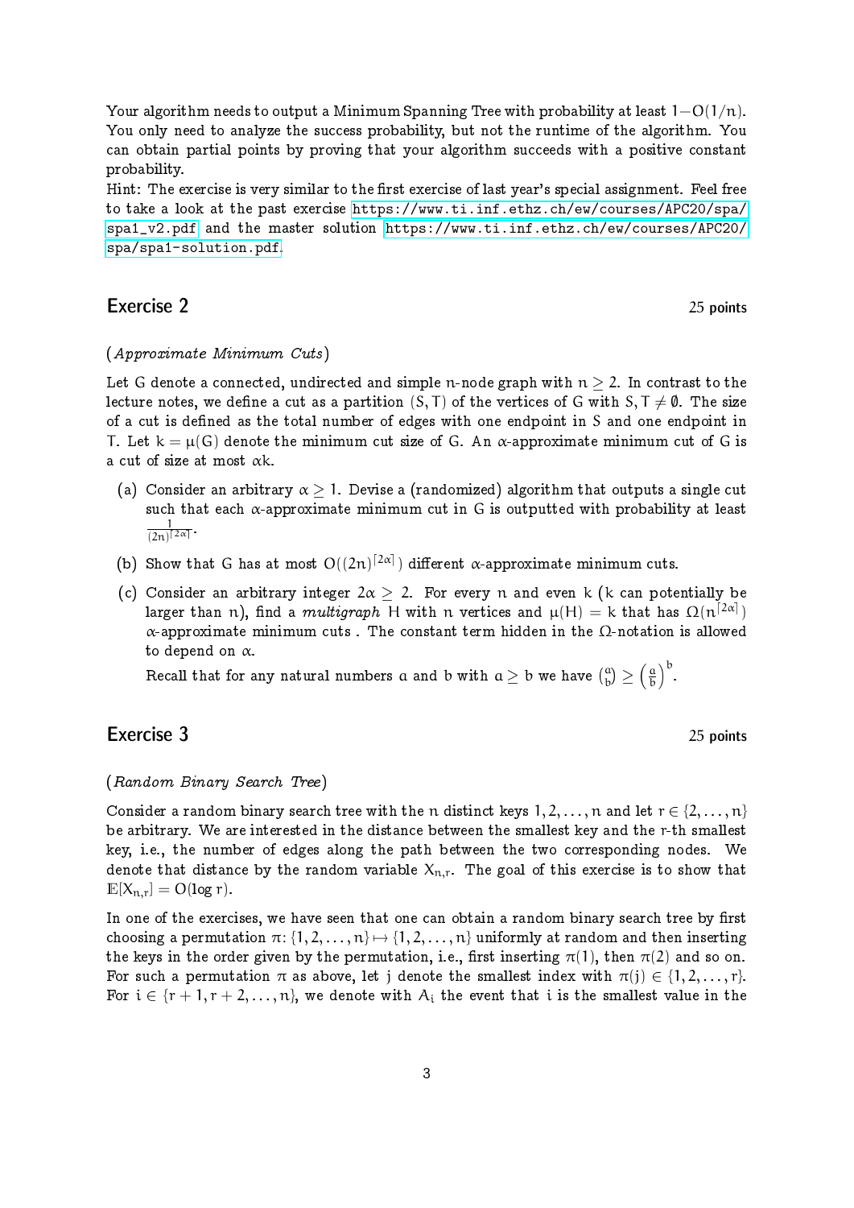Your algorithm needs to output a Minimum Spanning Tree with probability at least $1-O(1/n)$. You only need to analyze the success probability, but not the runtime of the algorithm. You can obtain partial points by proving that your algorithm succeeds with a positive constant probability.

Hint: The exercise is very similar to the first exercise of last year's special assignment. Feel free to take a look at the past exercise https://www.ti.inf.ethz.ch/ew/courses/APC20/spa/spa1_v2.pdf and the master solution https://www.ti.inf.ethz.ch/ew/courses/APC20/spa/spa1-solution.pdf.

## Exercise 2

25 points

(*Approximate Minimum Cuts*)

Let $G$ denote a connected, undirected and simple $n$-node graph with $n \geq 2$. In contrast to the lecture notes, we define a cut as a partition $(S, T)$ of the vertices of $G$ with $S, T \neq \emptyset$. The size of a cut is defined as the total number of edges with one endpoint in $S$ and one endpoint in $T$. Let $k = \mu(G)$ denote the minimum cut size of $G$. An $\alpha$-approximate minimum cut of $G$ is a cut of size at most $\alpha k$.

(a) Consider an arbitrary $\alpha \geq 1$. Devise a (randomized) algorithm that outputs a single cut such that each $\alpha$-approximate minimum cut in $G$ is outputted with probability at least $\frac{1}{(2n)^{\lceil 2\alpha \rceil}}$.

(b) Show that $G$ has at most $O((2n)^{\lceil 2\alpha \rceil})$ different $\alpha$-approximate minimum cuts.

(c) Consider an arbitrary integer $2\alpha \geq 2$. For every $n$ and even $k$ ($k$ can potentially be larger than $n$), find a *multigraph* $H$ with $n$ vertices and $\mu(H) = k$ that has $\Omega(n^{\lceil 2\alpha \rceil})$ $\alpha$-approximate minimum cuts . The constant term hidden in the $\Omega$-notation is allowed to depend on $\alpha$.

Recall that for any natural numbers $a$ and $b$ with $a \geq b$ we have $\binom{a}{b} \geq \left(\frac{a}{b}\right)^b$.

## Exercise 3

25 points

(*Random Binary Search Tree*)

Consider a random binary search tree with the $n$ distinct keys $1, 2, \ldots, n$ and let $r \in \{2, \ldots, n\}$ be arbitrary. We are interested in the distance between the smallest key and the $r$-th smallest key, i.e., the number of edges along the path between the two corresponding nodes. We denote that distance by the random variable $X_{n,r}$. The goal of this exercise is to show that $\mathbb{E}[X_{n,r}] = O(\log r)$.

In one of the exercises, we have seen that one can obtain a random binary search tree by first choosing a permutation $\pi \colon \{1, 2, \ldots, n\} \mapsto \{1, 2, \ldots, n\}$ uniformly at random and then inserting the keys in the order given by the permutation, i.e., first inserting $\pi(1)$, then $\pi(2)$ and so on. For such a permutation $\pi$ as above, let $j$ denote the smallest index with $\pi(j) \in \{1, 2, \ldots, r\}$. For $i \in \{r+1, r+2, \ldots, n\}$, we denote with $A_i$ the event that $i$ is the smallest value in the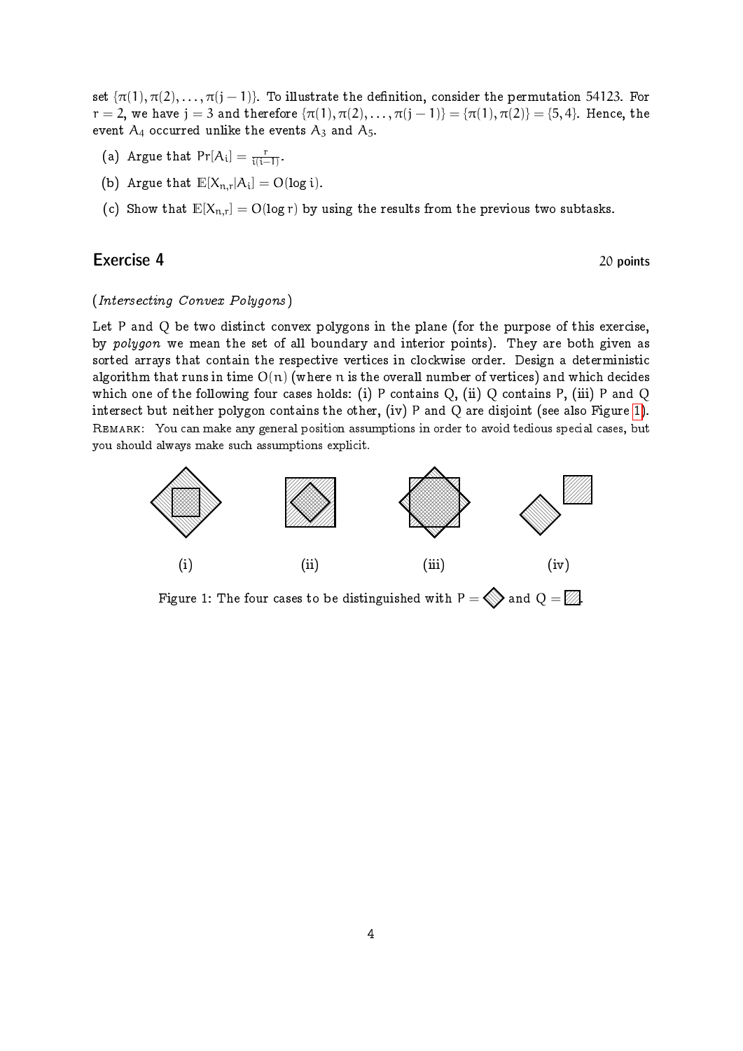set $\{\pi(1), \pi(2), \ldots, \pi(j-1)\}$. To illustrate the definition, consider the permutation 54123. For $r = 2$, we have $j = 3$ and therefore $\{\pi(1), \pi(2), \ldots, \pi(j-1)\} = \{\pi(1), \pi(2)\} = \{5, 4\}$. Hence, the event $A_4$ occurred unlike the events $A_3$ and $A_5$.

(a) Argue that $\Pr[A_i] = \frac{r}{i(i-1)}$.

(b) Argue that $\mathbb{E}[X_{n,r}|A_i] = O(\log i)$.

(c) Show that $\mathbb{E}[X_{n,r}] = O(\log r)$ by using the results from the previous two subtasks.

## Exercise 4 — 20 points

(*Intersecting Convex Polygons*)

Let P and Q be two distinct convex polygons in the plane (for the purpose of this exercise, by *polygon* we mean the set of all boundary and interior points). They are both given as sorted arrays that contain the respective vertices in clockwise order. Design a deterministic algorithm that runs in time $O(n)$ (where $n$ is the overall number of vertices) and which decides which one of the following four cases holds: (i) P contains Q, (ii) Q contains P, (iii) P and Q intersect but neither polygon contains the other, (iv) P and Q are disjoint (see also Figure 1).

Remark: You can make any general position assumptions in order to avoid tedious special cases, but you should always make such assumptions explicit.

(i) (ii) (iii) (iv)

Figure 1: The four cases to be distinguished with P = ◇ and Q = □.